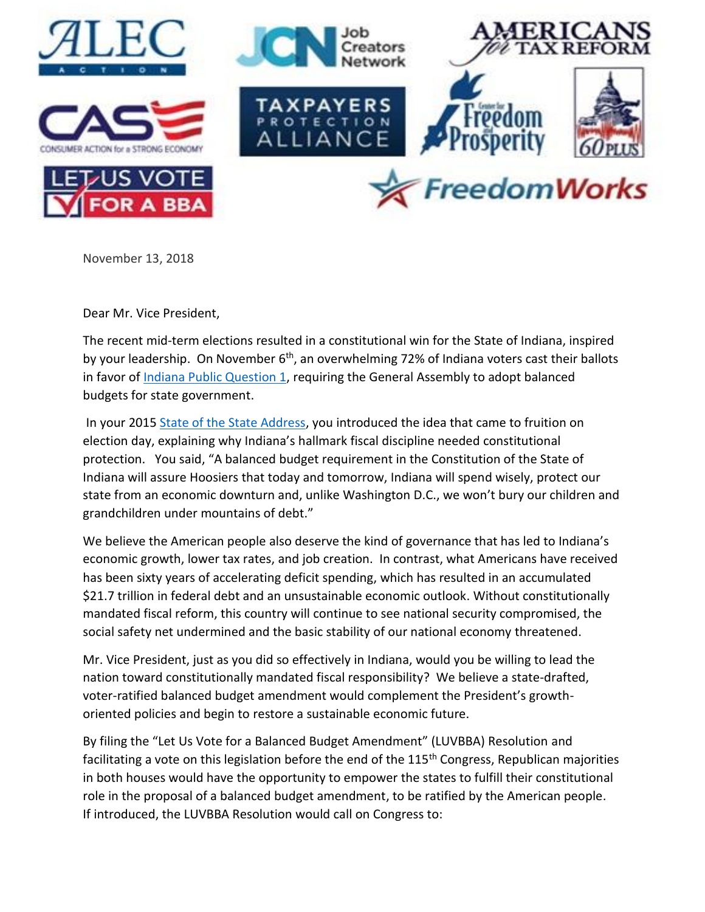ALEC ACTION | Job Creators Network | Americans for Tax Reform | CASE Consumer Action for a Strong Economy | Taxpayers Protection Alliance | Center for Freedom and Prosperity | 60 Plus | Let Us Vote for a BBA | FreedomWorks

November 13, 2018

Dear Mr. Vice President,

The recent mid-term elections resulted in a constitutional win for the State of Indiana, inspired by your leadership. On November 6th, an overwhelming 72% of Indiana voters cast their ballots in favor of Indiana Public Question 1, requiring the General Assembly to adopt balanced budgets for state government.

In your 2015 State of the State Address, you introduced the idea that came to fruition on election day, explaining why Indiana's hallmark fiscal discipline needed constitutional protection. You said, "A balanced budget requirement in the Constitution of the State of Indiana will assure Hoosiers that today and tomorrow, Indiana will spend wisely, protect our state from an economic downturn and, unlike Washington D.C., we won't bury our children and grandchildren under mountains of debt."

We believe the American people also deserve the kind of governance that has led to Indiana's economic growth, lower tax rates, and job creation. In contrast, what Americans have received has been sixty years of accelerating deficit spending, which has resulted in an accumulated $21.7 trillion in federal debt and an unsustainable economic outlook. Without constitutionally mandated fiscal reform, this country will continue to see national security compromised, the social safety net undermined and the basic stability of our national economy threatened.

Mr. Vice President, just as you did so effectively in Indiana, would you be willing to lead the nation toward constitutionally mandated fiscal responsibility? We believe a state-drafted, voter-ratified balanced budget amendment would complement the President's growth-oriented policies and begin to restore a sustainable economic future.

By filing the "Let Us Vote for a Balanced Budget Amendment" (LUVBBA) Resolution and facilitating a vote on this legislation before the end of the 115th Congress, Republican majorities in both houses would have the opportunity to empower the states to fulfill their constitutional role in the proposal of a balanced budget amendment, to be ratified by the American people. If introduced, the LUVBBA Resolution would call on Congress to: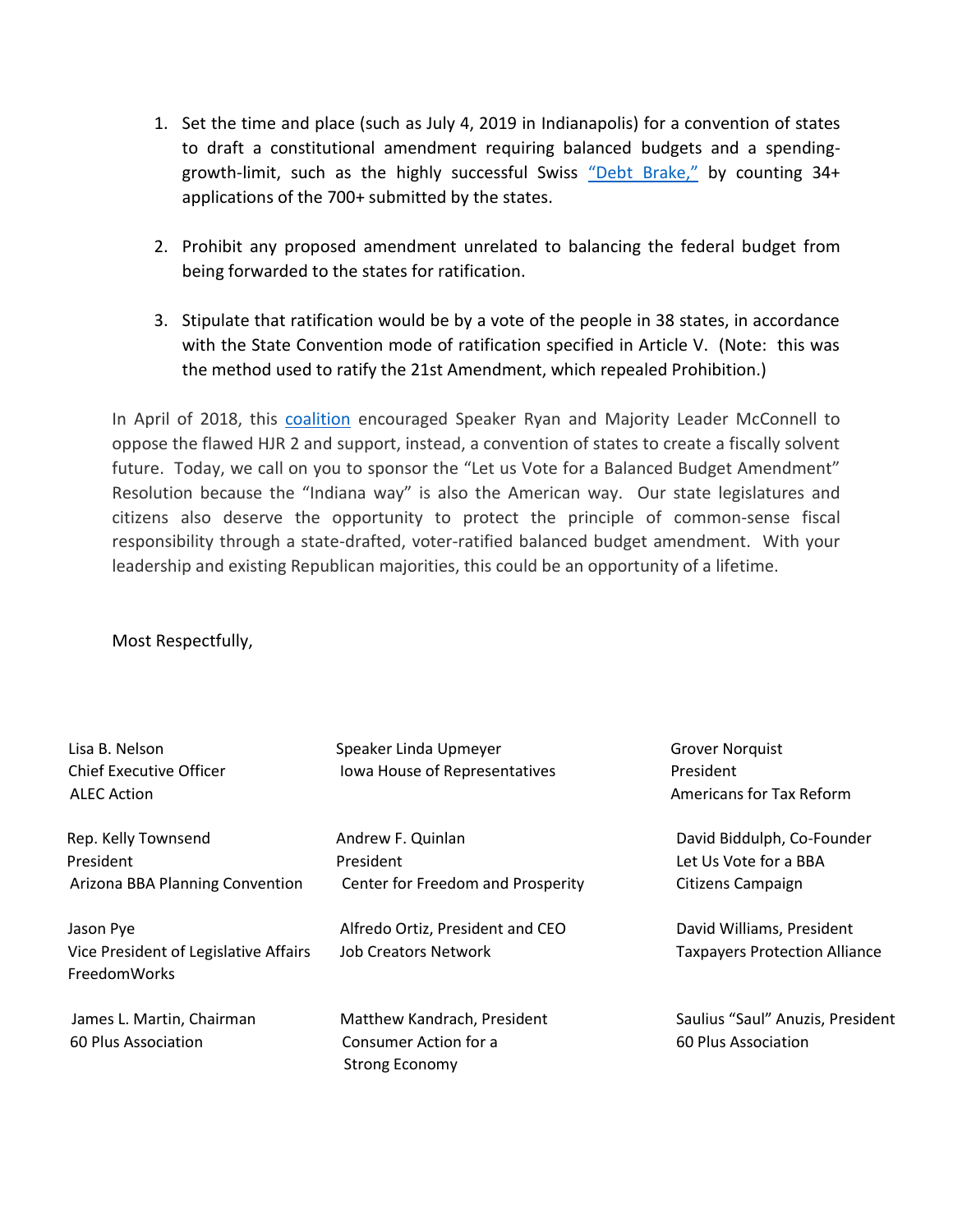1. Set the time and place (such as July 4, 2019 in Indianapolis) for a convention of states to draft a constitutional amendment requiring balanced budgets and a spending-growth-limit, such as the highly successful Swiss "Debt Brake," by counting 34+ applications of the 700+ submitted by the states.

2. Prohibit any proposed amendment unrelated to balancing the federal budget from being forwarded to the states for ratification.

3. Stipulate that ratification would be by a vote of the people in 38 states, in accordance with the State Convention mode of ratification specified in Article V. (Note: this was the method used to ratify the 21st Amendment, which repealed Prohibition.)

In April of 2018, this coalition encouraged Speaker Ryan and Majority Leader McConnell to oppose the flawed HJR 2 and support, instead, a convention of states to create a fiscally solvent future. Today, we call on you to sponsor the "Let us Vote for a Balanced Budget Amendment" Resolution because the "Indiana way" is also the American way. Our state legislatures and citizens also deserve the opportunity to protect the principle of common-sense fiscal responsibility through a state-drafted, voter-ratified balanced budget amendment. With your leadership and existing Republican majorities, this could be an opportunity of a lifetime.

Most Respectfully,

Lisa B. Nelson
Chief Executive Officer
ALEC Action

Speaker Linda Upmeyer
Iowa House of Representatives

Grover Norquist
President
Americans for Tax Reform

Rep. Kelly Townsend
President
Arizona BBA Planning Convention

Andrew F. Quinlan
President
Center for Freedom and Prosperity

David Biddulph, Co-Founder
Let Us Vote for a BBA
Citizens Campaign

Jason Pye
Vice President of Legislative Affairs
FreedomWorks

Alfredo Ortiz, President and CEO
Job Creators Network

David Williams, President
Taxpayers Protection Alliance

James L. Martin, Chairman
60 Plus Association

Matthew Kandrach, President
Consumer Action for a
Strong Economy

Saulius "Saul" Anuzis, President
60 Plus Association